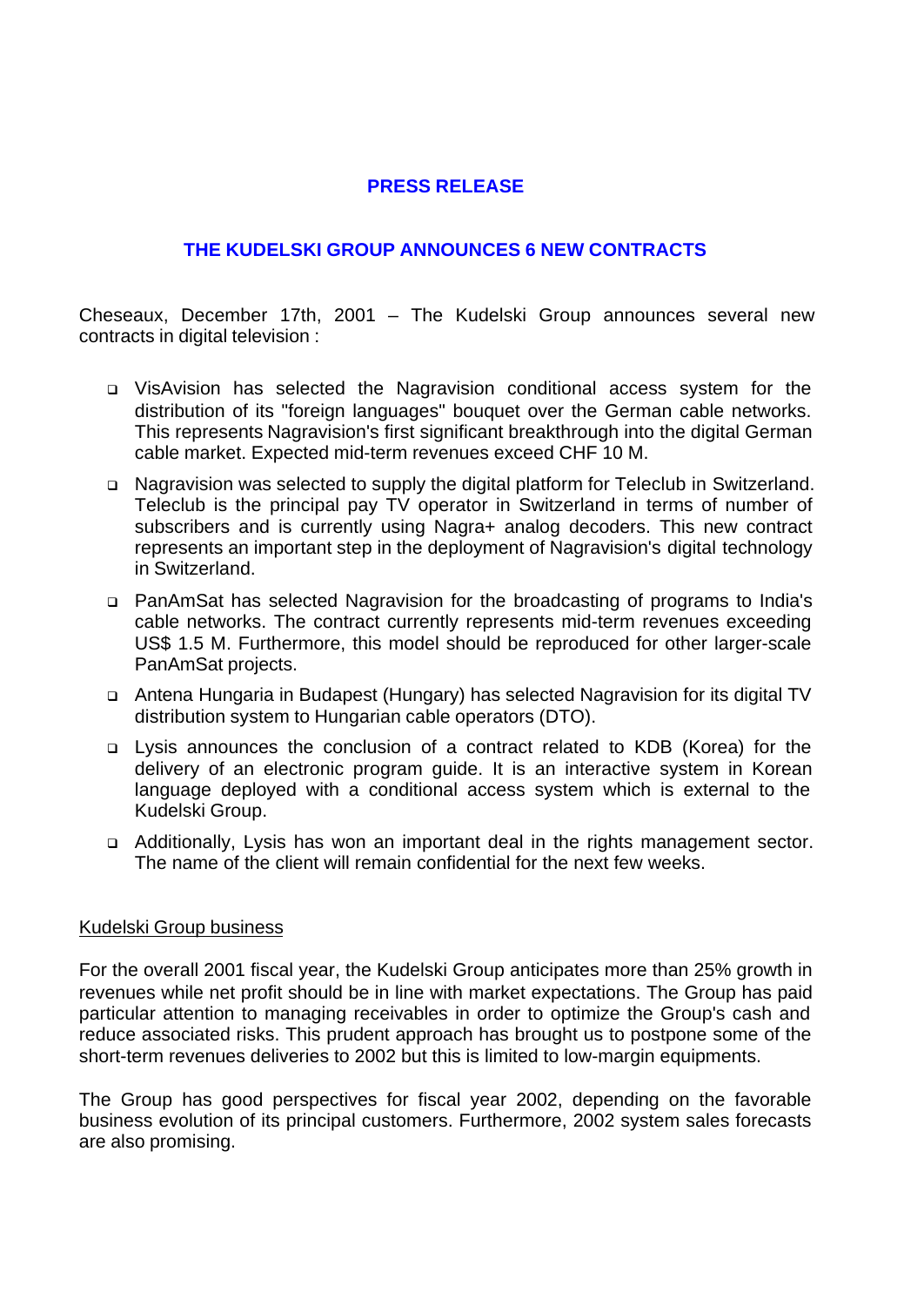# PRESS RELEASE

## THE KUDELSKI GROUP ANNOUNCES 6 NEW CONTRACTS

Cheseaux, December 17th, 2001 – The Kudelski Group announces several new contracts in digital television :

- VisAvision has selected the Nagravision conditional access system for the distribution of its "foreign languages" bouquet over the German cable networks. This represents Nagravision's first significant breakthrough into the digital German cable market. Expected mid-term revenues exceed CHF 10 M.
- Nagravision was selected to supply the digital platform for Teleclub in Switzerland. Teleclub is the principal pay TV operator in Switzerland in terms of number of subscribers and is currently using Nagra+ analog decoders. This new contract represents an important step in the deployment of Nagravision's digital technology in Switzerland.
- PanAmSat has selected Nagravision for the broadcasting of programs to India's cable networks. The contract currently represents mid-term revenues exceeding US$ 1.5 M. Furthermore, this model should be reproduced for other larger-scale PanAmSat projects.
- Antena Hungaria in Budapest (Hungary) has selected Nagravision for its digital TV distribution system to Hungarian cable operators (DTO).
- Lysis announces the conclusion of a contract related to KDB (Korea) for the delivery of an electronic program guide. It is an interactive system in Korean language deployed with a conditional access system which is external to the Kudelski Group.
- Additionally, Lysis has won an important deal in the rights management sector. The name of the client will remain confidential for the next few weeks.

Kudelski Group business

For the overall 2001 fiscal year, the Kudelski Group anticipates more than 25% growth in revenues while net profit should be in line with market expectations. The Group has paid particular attention to managing receivables in order to optimize the Group's cash and reduce associated risks. This prudent approach has brought us to postpone some of the short-term revenues deliveries to 2002 but this is limited to low-margin equipments.

The Group has good perspectives for fiscal year 2002, depending on the favorable business evolution of its principal customers. Furthermore, 2002 system sales forecasts are also promising.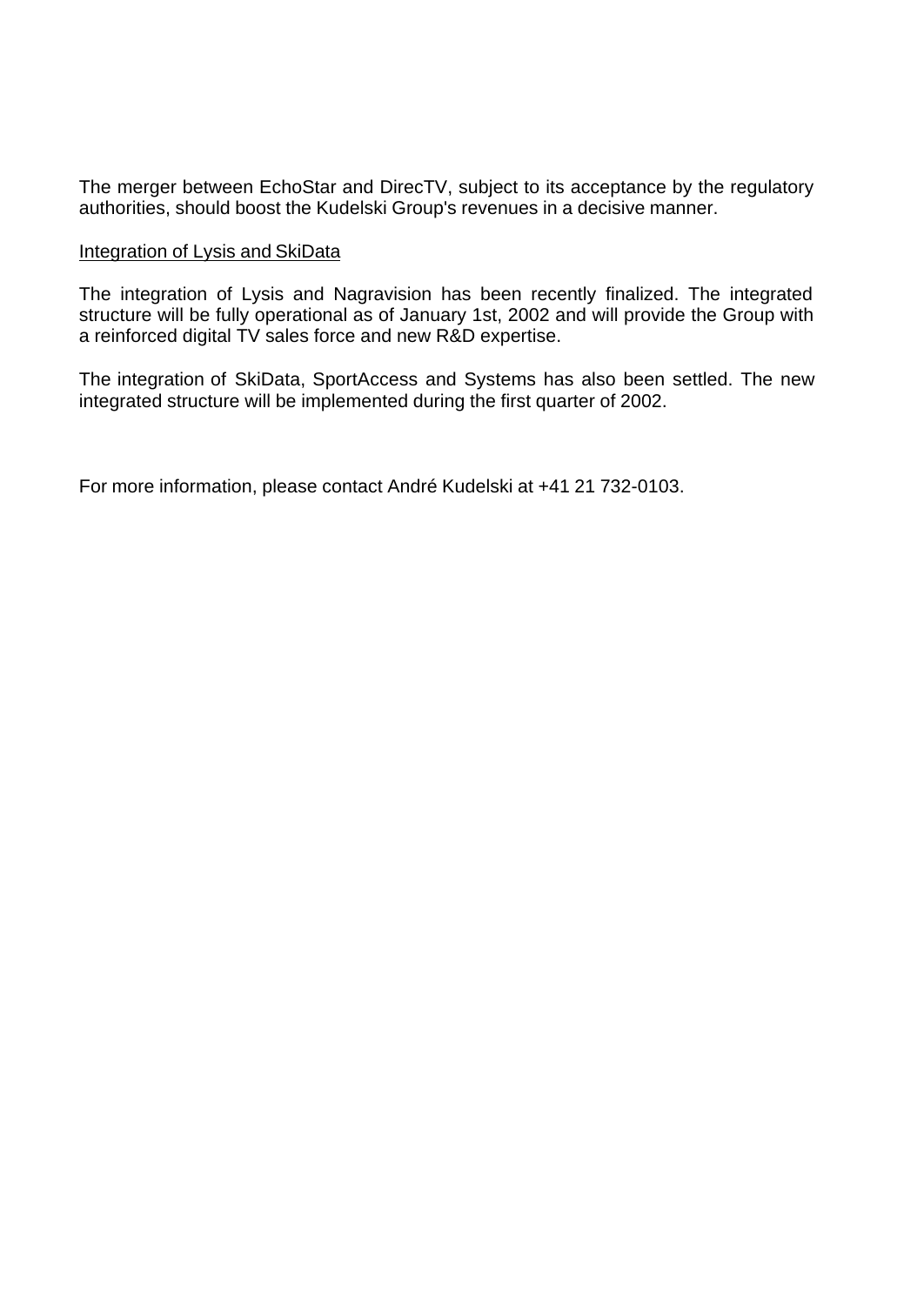The merger between EchoStar and DirecTV, subject to its acceptance by the regulatory authorities, should boost the Kudelski Group's revenues in a decisive manner.

Integration of Lysis and SkiData

The integration of Lysis and Nagravision has been recently finalized. The integrated structure will be fully operational as of January 1st, 2002 and will provide the Group with a reinforced digital TV sales force and new R&D expertise.

The integration of SkiData, SportAccess and Systems has also been settled. The new integrated structure will be implemented during the first quarter of 2002.

For more information, please contact André Kudelski at +41 21 732-0103.